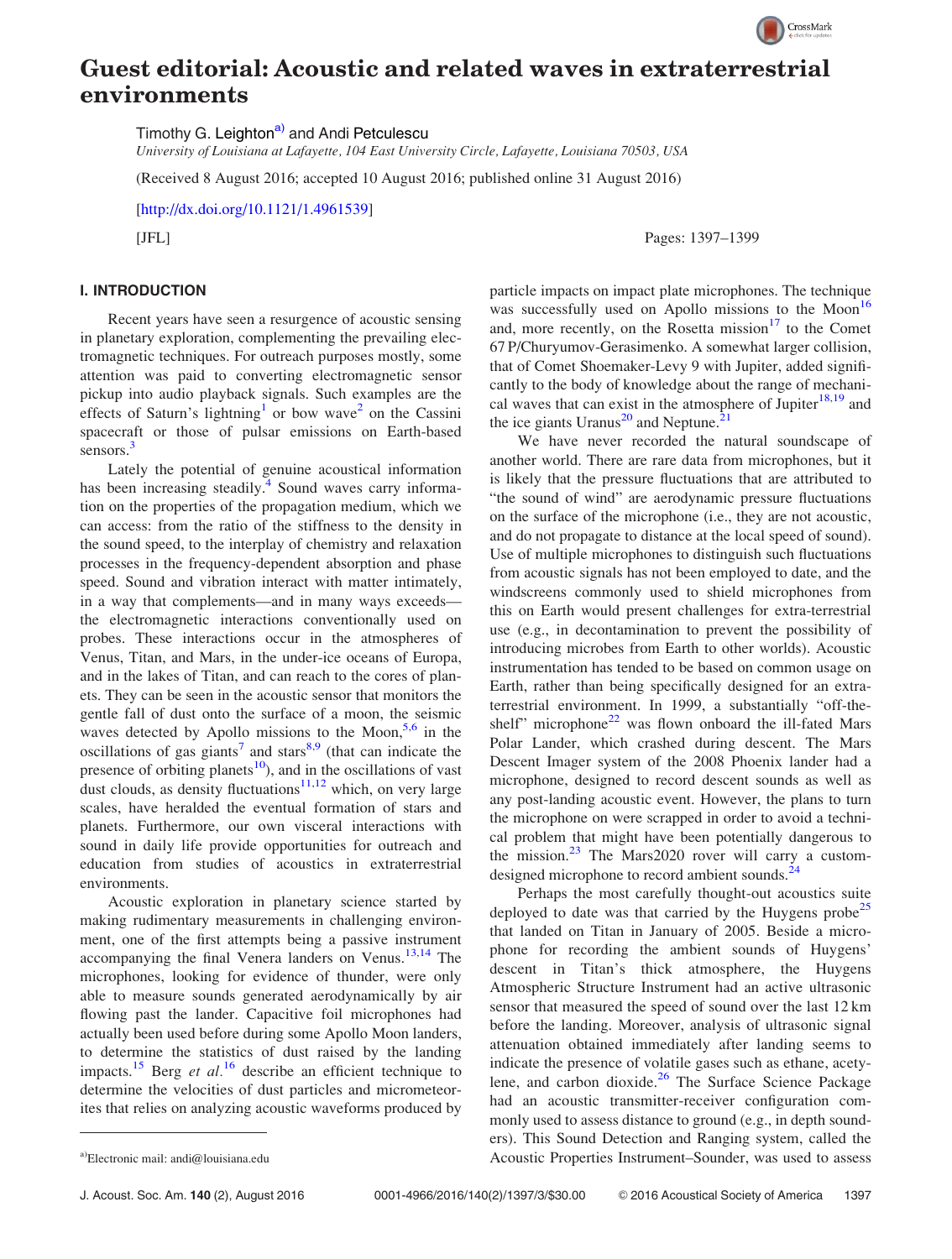# Guest editorial: Acoustic and related waves in extraterrestrial environments

Timothy G. Leighton[a] and Andi Petculescu

*University of Louisiana at Lafayette, 104 East University Circle, Lafayette, Louisiana 70503, USA*

(Received 8 August 2016; accepted 10 August 2016; published online 31 August 2016)

[http://dx.doi.org/10.1121/1.4961539]

[JFL] Pages: 1397–1399

## I. INTRODUCTION

Recent years have seen a resurgence of acoustic sensing in planetary exploration, complementing the prevailing electromagnetic techniques. For outreach purposes mostly, some attention was paid to converting electromagnetic sensor pickup into audio playback signals. Such examples are the effects of Saturn's lightning[1] or bow wave[2] on the Cassini spacecraft or those of pulsar emissions on Earth-based sensors.[3]

Lately the potential of genuine acoustical information has been increasing steadily.[4] Sound waves carry information on the properties of the propagation medium, which we can access: from the ratio of the stiffness to the density in the sound speed, to the interplay of chemistry and relaxation processes in the frequency-dependent absorption and phase speed. Sound and vibration interact with matter intimately, in a way that complements—and in many ways exceeds—the electromagnetic interactions conventionally used on probes. These interactions occur in the atmospheres of Venus, Titan, and Mars, in the under-ice oceans of Europa, and in the lakes of Titan, and can reach to the cores of planets. They can be seen in the acoustic sensor that monitors the gentle fall of dust onto the surface of a moon, the seismic waves detected by Apollo missions to the Moon,[5,6] in the oscillations of gas giants[7] and stars[8,9] (that can indicate the presence of orbiting planets[10]), and in the oscillations of vast dust clouds, as density fluctuations[11,12] which, on very large scales, have heralded the eventual formation of stars and planets. Furthermore, our own visceral interactions with sound in daily life provide opportunities for outreach and education from studies of acoustics in extraterrestrial environments.

Acoustic exploration in planetary science started by making rudimentary measurements in challenging environment, one of the first attempts being a passive instrument accompanying the final Venera landers on Venus.[13,14] The microphones, looking for evidence of thunder, were only able to measure sounds generated aerodynamically by air flowing past the lander. Capacitive foil microphones had actually been used before during some Apollo Moon landers, to determine the statistics of dust raised by the landing impacts.[15] Berg *et al.*[16] describe an efficient technique to determine the velocities of dust particles and micrometeorites that relies on analyzing acoustic waveforms produced by particle impacts on impact plate microphones. The technique was successfully used on Apollo missions to the Moon[16] and, more recently, on the Rosetta mission[17] to the Comet 67 P/Churyumov-Gerasimenko. A somewhat larger collision, that of Comet Shoemaker-Levy 9 with Jupiter, added significantly to the body of knowledge about the range of mechanical waves that can exist in the atmosphere of Jupiter[18,19] and the ice giants Uranus[20] and Neptune.[21]

We have never recorded the natural soundscape of another world. There are rare data from microphones, but it is likely that the pressure fluctuations that are attributed to "the sound of wind" are aerodynamic pressure fluctuations on the surface of the microphone (i.e., they are not acoustic, and do not propagate to distance at the local speed of sound). Use of multiple microphones to distinguish such fluctuations from acoustic signals has not been employed to date, and the windscreens commonly used to shield microphones from this on Earth would present challenges for extra-terrestrial use (e.g., in decontamination to prevent the possibility of introducing microbes from Earth to other worlds). Acoustic instrumentation has tended to be based on common usage on Earth, rather than being specifically designed for an extraterrestrial environment. In 1999, a substantially "off-the-shelf" microphone[22] was flown onboard the ill-fated Mars Polar Lander, which crashed during descent. The Mars Descent Imager system of the 2008 Phoenix lander had a microphone, designed to record descent sounds as well as any post-landing acoustic event. However, the plans to turn the microphone on were scrapped in order to avoid a technical problem that might have been potentially dangerous to the mission.[23] The Mars2020 rover will carry a custom-designed microphone to record ambient sounds.[24]

Perhaps the most carefully thought-out acoustics suite deployed to date was that carried by the Huygens probe[25] that landed on Titan in January of 2005. Beside a microphone for recording the ambient sounds of Huygens' descent in Titan's thick atmosphere, the Huygens Atmospheric Structure Instrument had an active ultrasonic sensor that measured the speed of sound over the last 12 km before the landing. Moreover, analysis of ultrasonic signal attenuation obtained immediately after landing seems to indicate the presence of volatile gases such as ethane, acetylene, and carbon dioxide.[26] The Surface Science Package had an acoustic transmitter-receiver configuration commonly used to assess distance to ground (e.g., in depth sounders). This Sound Detection and Ranging system, called the Acoustic Properties Instrument–Sounder, was used to assess

[a]Electronic mail: andi@louisiana.edu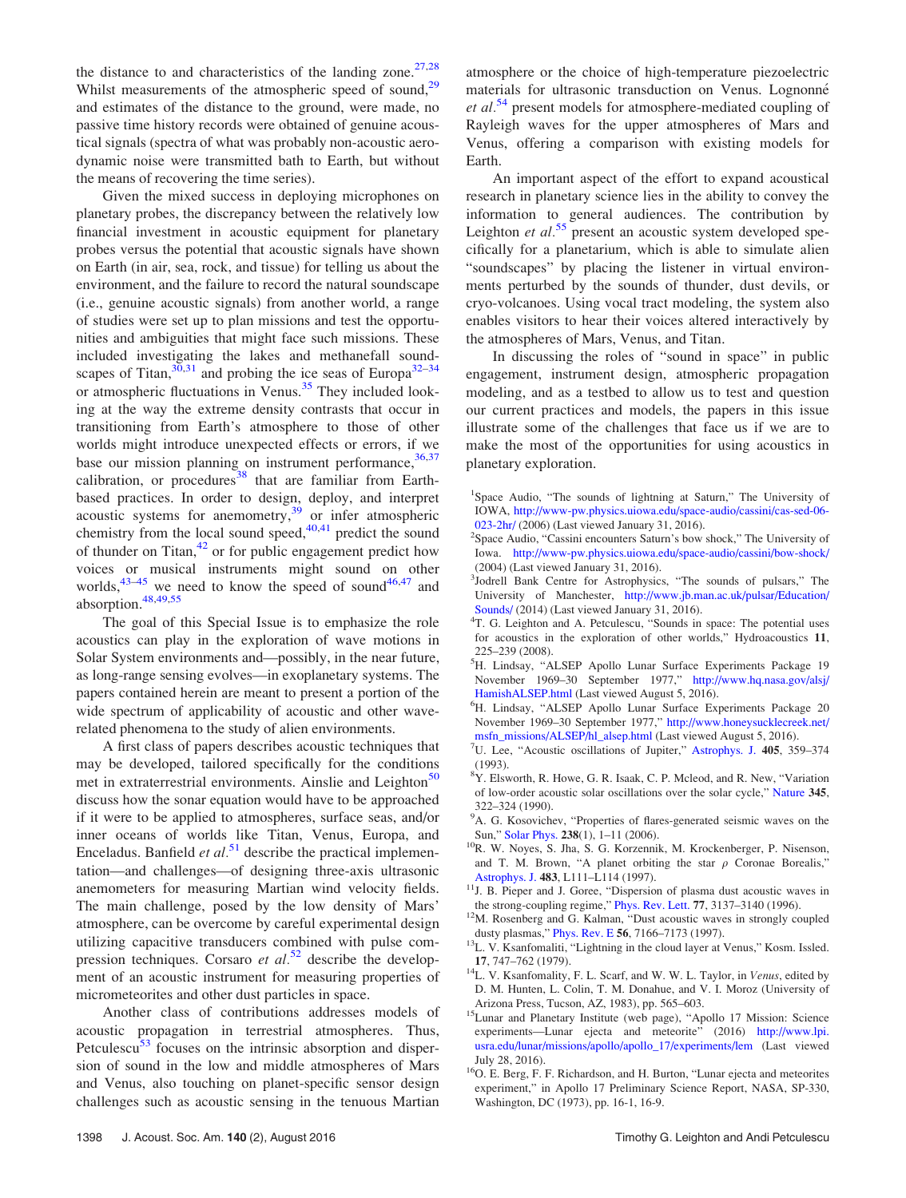the distance to and characteristics of the landing zone.[27,28] Whilst measurements of the atmospheric speed of sound,[29] and estimates of the distance to the ground, were made, no passive time history records were obtained of genuine acoustical signals (spectra of what was probably non-acoustic aerodynamic noise were transmitted bath to Earth, but without the means of recovering the time series).

Given the mixed success in deploying microphones on planetary probes, the discrepancy between the relatively low financial investment in acoustic equipment for planetary probes versus the potential that acoustic signals have shown on Earth (in air, sea, rock, and tissue) for telling us about the environment, and the failure to record the natural soundscape (i.e., genuine acoustic signals) from another world, a range of studies were set up to plan missions and test the opportunities and ambiguities that might face such missions. These included investigating the lakes and methanefall soundscapes of Titan,[30,31] and probing the ice seas of Europa[32–34] or atmospheric fluctuations in Venus.[35] They included looking at the way the extreme density contrasts that occur in transitioning from Earth's atmosphere to those of other worlds might introduce unexpected effects or errors, if we base our mission planning on instrument performance,[36,37] calibration, or procedures[38] that are familiar from Earth-based practices. In order to design, deploy, and interpret acoustic systems for anemometry,[39] or infer atmospheric chemistry from the local sound speed,[40,41] predict the sound of thunder on Titan,[42] or for public engagement predict how voices or musical instruments might sound on other worlds,[43–45] we need to know the speed of sound[46,47] and absorption.[48,49,55]

The goal of this Special Issue is to emphasize the role acoustics can play in the exploration of wave motions in Solar System environments and—possibly, in the near future, as long-range sensing evolves—in exoplanetary systems. The papers contained herein are meant to present a portion of the wide spectrum of applicability of acoustic and other wave-related phenomena to the study of alien environments.

A first class of papers describes acoustic techniques that may be developed, tailored specifically for the conditions met in extraterrestrial environments. Ainslie and Leighton[50] discuss how the sonar equation would have to be approached if it were to be applied to atmospheres, surface seas, and/or inner oceans of worlds like Titan, Venus, Europa, and Enceladus. Banfield *et al.*[51] describe the practical implementation—and challenges—of designing three-axis ultrasonic anemometers for measuring Martian wind velocity fields. The main challenge, posed by the low density of Mars' atmosphere, can be overcome by careful experimental design utilizing capacitive transducers combined with pulse compression techniques. Corsaro *et al.*[52] describe the development of an acoustic instrument for measuring properties of micrometeorites and other dust particles in space.

Another class of contributions addresses models of acoustic propagation in terrestrial atmospheres. Thus, Petculescu[53] focuses on the intrinsic absorption and dispersion of sound in the low and middle atmospheres of Mars and Venus, also touching on planet-specific sensor design challenges such as acoustic sensing in the tenuous Martian atmosphere or the choice of high-temperature piezoelectric materials for ultrasonic transduction on Venus. Lognonné *et al.*[54] present models for atmosphere-mediated coupling of Rayleigh waves for the upper atmospheres of Mars and Venus, offering a comparison with existing models for Earth.

An important aspect of the effort to expand acoustical research in planetary science lies in the ability to convey the information to general audiences. The contribution by Leighton *et al.*[55] present an acoustic system developed specifically for a planetarium, which is able to simulate alien "soundscapes" by placing the listener in virtual environments perturbed by the sounds of thunder, dust devils, or cryo-volcanoes. Using vocal tract modeling, the system also enables visitors to hear their voices altered interactively by the atmospheres of Mars, Venus, and Titan.

In discussing the roles of "sound in space" in public engagement, instrument design, atmospheric propagation modeling, and as a testbed to allow us to test and question our current practices and models, the papers in this issue illustrate some of the challenges that face us if we are to make the most of the opportunities for using acoustics in planetary exploration.

[1]Space Audio, "The sounds of lightning at Saturn," The University of IOWA, http://www-pw.physics.uiowa.edu/space-audio/cassini/cas-sed-06-023-2hr/ (2006) (Last viewed January 31, 2016).

[2]Space Audio, "Cassini encounters Saturn's bow shock," The University of Iowa. http://www-pw.physics.uiowa.edu/space-audio/cassini/bow-shock/ (2004) (Last viewed January 31, 2016).

[3]Jodrell Bank Centre for Astrophysics, "The sounds of pulsars," The University of Manchester, http://www.jb.man.ac.uk/pulsar/Education/Sounds/ (2014) (Last viewed January 31, 2016).

[4]T. G. Leighton and A. Petculescu, "Sounds in space: The potential uses for acoustics in the exploration of other worlds," Hydroacoustics **11**, 225–239 (2008).

[5]H. Lindsay, "ALSEP Apollo Lunar Surface Experiments Package 19 November 1969–30 September 1977," http://www.hq.nasa.gov/alsj/HamishALSEP.html (Last viewed August 5, 2016).

[6]H. Lindsay, "ALSEP Apollo Lunar Surface Experiments Package 20 November 1969–30 September 1977," http://www.honeysucklecreek.net/msfn_missions/ALSEP/hl_alsep.html (Last viewed August 5, 2016).

[7]U. Lee, "Acoustic oscillations of Jupiter," Astrophys. J. **405**, 359–374 (1993).

[8]Y. Elsworth, R. Howe, G. R. Isaak, C. P. Mcleod, and R. New, "Variation of low-order acoustic solar oscillations over the solar cycle," Nature **345**, 322–324 (1990).

[9]A. G. Kosovichev, "Properties of flares-generated seismic waves on the Sun," Solar Phys. **238**(1), 1–11 (2006).

[10]R. W. Noyes, S. Jha, S. G. Korzennik, M. Krockenberger, P. Nisenson, and T. M. Brown, "A planet orbiting the star ρ Coronae Borealis," Astrophys. J. **483**, L111–L114 (1997).

[11]J. B. Pieper and J. Goree, "Dispersion of plasma dust acoustic waves in the strong-coupling regime," Phys. Rev. Lett. **77**, 3137–3140 (1996).

[12]M. Rosenberg and G. Kalman, "Dust acoustic waves in strongly coupled dusty plasmas," Phys. Rev. E **56**, 7166–7173 (1997).

[13]L. V. Ksanfomaliti, "Lightning in the cloud layer at Venus," Kosm. Issled. **17**, 747–762 (1979).

[14]L. V. Ksanfomality, F. L. Scarf, and W. W. L. Taylor, in *Venus*, edited by D. M. Hunten, L. Colin, T. M. Donahue, and V. I. Moroz (University of Arizona Press, Tucson, AZ, 1983), pp. 565–603.

[15]Lunar and Planetary Institute (web page), "Apollo 17 Mission: Science experiments—Lunar ejecta and meteorite" (2016) http://www.lpi.usra.edu/lunar/missions/apollo/apollo_17/experiments/lem (Last viewed July 28, 2016).

[16]O. E. Berg, F. F. Richardson, and H. Burton, "Lunar ejecta and meteorites experiment," in Apollo 17 Preliminary Science Report, NASA, SP-330, Washington, DC (1973), pp. 16-1, 16-9.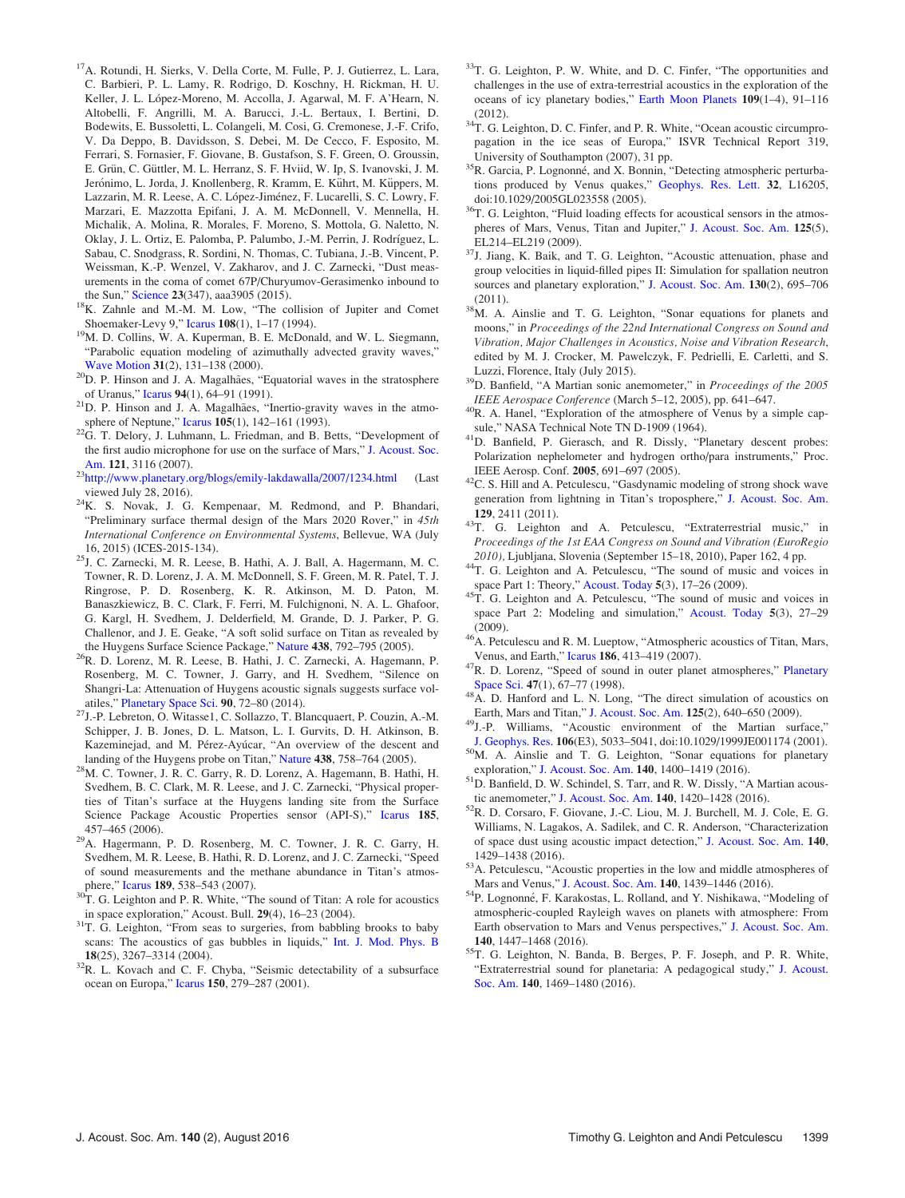[17] A. Rotundi, H. Sierks, V. Della Corte, M. Fulle, P. J. Gutierrez, L. Lara, C. Barbieri, P. L. Lamy, R. Rodrigo, D. Koschny, H. Rickman, H. U. Keller, J. L. López-Moreno, M. Accolla, J. Agarwal, M. F. A'Hearn, N. Altobelli, F. Angrilli, M. A. Barucci, J.-L. Bertaux, I. Bertini, D. Bodewits, E. Bussoletti, L. Colangeli, M. Cosi, G. Cremonese, J.-F. Crifo, V. Da Deppo, B. Davidsson, S. Debei, M. De Cecco, F. Esposito, M. Ferrari, S. Fornasier, F. Giovane, B. Gustafson, S. F. Green, O. Groussin, E. Grün, C. Güttler, M. L. Herranz, S. F. Hviid, W. Ip, S. Ivanovski, J. M. Jerónimo, L. Jorda, J. Knollenberg, R. Kramm, E. Kührt, M. Küppers, M. Lazzarin, M. R. Leese, A. C. López-Jiménez, F. Lucarelli, S. C. Lowry, F. Marzari, E. Mazzotta Epifani, J. A. M. McDonnell, V. Mennella, H. Michalik, A. Molina, R. Morales, F. Moreno, S. Mottola, G. Naletto, N. Oklay, J. L. Ortiz, E. Palomba, P. Palumbo, J.-M. Perrin, J. Rodríguez, L. Sabau, C. Snodgrass, R. Sordini, N. Thomas, C. Tubiana, J.-B. Vincent, P. Weissman, K.-P. Wenzel, V. Zakharov, and J. C. Zarnecki, "Dust measurements in the coma of comet 67P/Churyumov-Gerasimenko inbound to the Sun," Science 23(347), aaa3905 (2015).

[18] K. Zahnle and M.-M. M. Low, "The collision of Jupiter and Comet Shoemaker-Levy 9," Icarus 108(1), 1–17 (1994).

[19] M. D. Collins, W. A. Kuperman, B. E. McDonald, and W. L. Siegmann, "Parabolic equation modeling of azimuthally advected gravity waves," Wave Motion 31(2), 131–138 (2000).

[20] D. P. Hinson and J. A. Magalhães, "Equatorial waves in the stratosphere of Uranus," Icarus 94(1), 64–91 (1991).

[21] D. P. Hinson and J. A. Magalhães, "Inertio-gravity waves in the atmosphere of Neptune," Icarus 105(1), 142–161 (1993).

[22] G. T. Delory, J. Luhmann, L. Friedman, and B. Betts, "Development of the first audio microphone for use on the surface of Mars," J. Acoust. Soc. Am. 121, 3116 (2007).

[23] http://www.planetary.org/blogs/emily-lakdawalla/2007/1234.html (Last viewed July 28, 2016).

[24] K. S. Novak, J. G. Kempenaar, M. Redmond, and P. Bhandari, "Preliminary surface thermal design of the Mars 2020 Rover," in *45th International Conference on Environmental Systems*, Bellevue, WA (July 16, 2015) (ICES-2015-134).

[25] J. C. Zarnecki, M. R. Leese, B. Hathi, A. J. Ball, A. Hagermann, M. C. Towner, R. D. Lorenz, J. A. M. McDonnell, S. F. Green, M. R. Patel, T. J. Ringrose, P. D. Rosenberg, K. R. Atkinson, M. D. Paton, M. Banaszkiewicz, B. C. Clark, F. Ferri, M. Fulchignoni, N. A. L. Ghafoor, G. Kargl, H. Svedhem, J. Delderfield, M. Grande, D. J. Parker, P. G. Challenor, and J. E. Geake, "A soft solid surface on Titan as revealed by the Huygens Surface Science Package," Nature 438, 792–795 (2005).

[26] R. D. Lorenz, M. R. Leese, B. Hathi, J. C. Zarnecki, A. Hagemann, P. Rosenberg, M. C. Towner, J. Garry, and H. Svedhem, "Silence on Shangri-La: Attenuation of Huygens acoustic signals suggests surface volatiles," Planetary Space Sci. 90, 72–80 (2014).

[27] J.-P. Lebreton, O. Witasse1, C. Sollazzo, T. Blancquaert, P. Couzin, A.-M. Schipper, J. B. Jones, D. L. Matson, L. I. Gurvits, D. H. Atkinson, B. Kazeminejad, and M. Pérez-Ayúcar, "An overview of the descent and landing of the Huygens probe on Titan," Nature 438, 758–764 (2005).

[28] M. C. Towner, J. R. C. Garry, R. D. Lorenz, A. Hagemann, B. Hathi, H. Svedhem, B. C. Clark, M. R. Leese, and J. C. Zarnecki, "Physical properties of Titan's surface at the Huygens landing site from the Surface Science Package Acoustic Properties sensor (API-S)," Icarus 185, 457–465 (2006).

[29] A. Hagermann, P. D. Rosenberg, M. C. Towner, J. R. C. Garry, H. Svedhem, M. R. Leese, B. Hathi, R. D. Lorenz, and J. C. Zarnecki, "Speed of sound measurements and the methane abundance in Titan's atmosphere," Icarus 189, 538–543 (2007).

[30] T. G. Leighton and P. R. White, "The sound of Titan: A role for acoustics in space exploration," Acoust. Bull. 29(4), 16–23 (2004).

[31] T. G. Leighton, "From seas to surgeries, from babbling brooks to baby scans: The acoustics of gas bubbles in liquids," Int. J. Mod. Phys. B 18(25), 3267–3314 (2004).

[32] R. L. Kovach and C. F. Chyba, "Seismic detectability of a subsurface ocean on Europa," Icarus 150, 279–287 (2001).

[33] T. G. Leighton, P. W. White, and D. C. Finfer, "The opportunities and challenges in the use of extra-terrestrial acoustics in the exploration of the oceans of icy planetary bodies," Earth Moon Planets 109(1–4), 91–116 (2012).

[34] T. G. Leighton, D. C. Finfer, and P. R. White, "Ocean acoustic circumpropagation in the ice seas of Europa," ISVR Technical Report 319, University of Southampton (2007), 31 pp.

[35] R. Garcia, P. Lognonné, and X. Bonnin, "Detecting atmospheric perturbations produced by Venus quakes," Geophys. Res. Lett. 32, L16205, doi:10.1029/2005GL023558 (2005).

[36] T. G. Leighton, "Fluid loading effects for acoustical sensors in the atmospheres of Mars, Venus, Titan and Jupiter," J. Acoust. Soc. Am. 125(5), EL214–EL219 (2009).

[37] J. Jiang, K. Baik, and T. G. Leighton, "Acoustic attenuation, phase and group velocities in liquid-filled pipes II: Simulation for spallation neutron sources and planetary exploration," J. Acoust. Soc. Am. 130(2), 695–706 (2011).

[38] M. A. Ainslie and T. G. Leighton, "Sonar equations for planets and moons," in *Proceedings of the 22nd International Congress on Sound and Vibration, Major Challenges in Acoustics, Noise and Vibration Research*, edited by M. J. Crocker, M. Pawelczyk, F. Pedrielli, E. Carletti, and S. Luzzi, Florence, Italy (July 2015).

[39] D. Banfield, "A Martian sonic anemometer," in *Proceedings of the 2005 IEEE Aerospace Conference* (March 5–12, 2005), pp. 641–647.

[40] R. A. Hanel, "Exploration of the atmosphere of Venus by a simple capsule," NASA Technical Note TN D-1909 (1964).

[41] D. Banfield, P. Gierasch, and R. Dissly, "Planetary descent probes: Polarization nephelometer and hydrogen ortho/para instruments," Proc. IEEE Aerosp. Conf. 2005, 691–697 (2005).

[42] C. S. Hill and A. Petculescu, "Gasdynamic modeling of strong shock wave generation from lightning in Titan's troposphere," J. Acoust. Soc. Am. 129, 2411 (2011).

[43] T. G. Leighton and A. Petculescu, "Extraterrestrial music," in *Proceedings of the 1st EAA Congress on Sound and Vibration (EuroRegio 2010)*, Ljubljana, Slovenia (September 15–18, 2010), Paper 162, 4 pp.

[44] T. G. Leighton and A. Petculescu, "The sound of music and voices in space Part 1: Theory," Acoust. Today 5(3), 17–26 (2009).

[45] T. G. Leighton and A. Petculescu, "The sound of music and voices in space Part 2: Modeling and simulation," Acoust. Today 5(3), 27–29 (2009).

[46] A. Petculescu and R. M. Lueptow, "Atmospheric acoustics of Titan, Mars, Venus, and Earth," Icarus 186, 413–419 (2007).

[47] R. D. Lorenz, "Speed of sound in outer planet atmospheres," Planetary Space Sci. 47(1), 67–77 (1998).

[48] A. D. Hanford and L. N. Long, "The direct simulation of acoustics on Earth, Mars and Titan," J. Acoust. Soc. Am. 125(2), 640–650 (2009).

[49] J.-P. Williams, "Acoustic environment of the Martian surface," J. Geophys. Res. 106(E3), 5033–5041, doi:10.1029/1999JE001174 (2001).

[50] M. A. Ainslie and T. G. Leighton, "Sonar equations for planetary exploration," J. Acoust. Soc. Am. 140, 1400–1419 (2016).

[51] D. Banfield, D. W. Schindel, S. Tarr, and R. W. Dissly, "A Martian acoustic anemometer," J. Acoust. Soc. Am. 140, 1420–1428 (2016).

[52] R. D. Corsaro, F. Giovane, J.-C. Liou, M. J. Burchell, M. J. Cole, E. G. Williams, N. Lagakos, A. Sadilek, and C. R. Anderson, "Characterization of space dust using acoustic impact detection," J. Acoust. Soc. Am. 140, 1429–1438 (2016).

[53] A. Petculescu, "Acoustic properties in the low and middle atmospheres of Mars and Venus," J. Acoust. Soc. Am. 140, 1439–1446 (2016).

[54] P. Lognonné, F. Karakostas, L. Rolland, and Y. Nishikawa, "Modeling of atmospheric-coupled Rayleigh waves on planets with atmosphere: From Earth observation to Mars and Venus perspectives," J. Acoust. Soc. Am. 140, 1447–1468 (2016).

[55] T. G. Leighton, N. Banda, B. Berges, P. F. Joseph, and P. R. White, "Extraterrestrial sound for planetaria: A pedagogical study," J. Acoust. Soc. Am. 140, 1469–1480 (2016).